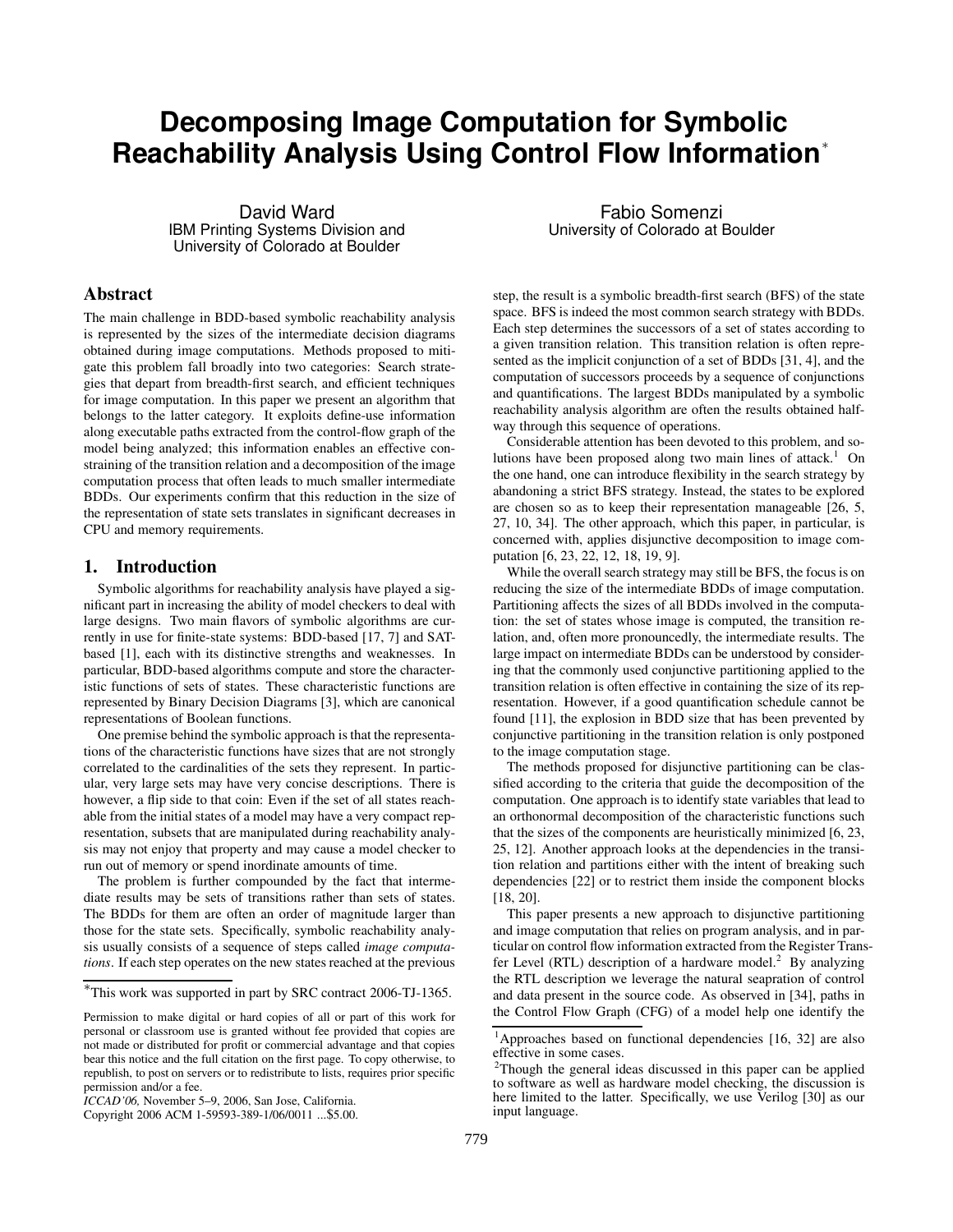# Decomposing Image Computation for Symbolic Reachability Analysis Using Control Flow Information*

David Ward
IBM Printing Systems Division and
University of Colorado at Boulder

Fabio Somenzi
University of Colorado at Boulder

## Abstract

The main challenge in BDD-based symbolic reachability analysis is represented by the sizes of the intermediate decision diagrams obtained during image computations. Methods proposed to mitigate this problem fall broadly into two categories: Search strategies that depart from breadth-first search, and efficient techniques for image computation. In this paper we present an algorithm that belongs to the latter category. It exploits define-use information along executable paths extracted from the control-flow graph of the model being analyzed; this information enables an effective constraining of the transition relation and a decomposition of the image computation process that often leads to much smaller intermediate BDDs. Our experiments confirm that this reduction in the size of the representation of state sets translates in significant decreases in CPU and memory requirements.

## 1. Introduction

Symbolic algorithms for reachability analysis have played a significant part in increasing the ability of model checkers to deal with large designs. Two main flavors of symbolic algorithms are currently in use for finite-state systems: BDD-based [17, 7] and SAT-based [1], each with its distinctive strengths and weaknesses. In particular, BDD-based algorithms compute and store the characteristic functions of sets of states. These characteristic functions are represented by Binary Decision Diagrams [3], which are canonical representations of Boolean functions.

One premise behind the symbolic approach is that the representations of the characteristic functions have sizes that are not strongly correlated to the cardinalities of the sets they represent. In particular, very large sets may have very concise descriptions. There is however, a flip side to that coin: Even if the set of all states reachable from the initial states of a model may have a very compact representation, subsets that are manipulated during reachability analysis may not enjoy that property and may cause a model checker to run out of memory or spend inordinate amounts of time.

The problem is further compounded by the fact that intermediate results may be sets of transitions rather than sets of states. The BDDs for them are often an order of magnitude larger than those for the state sets. Specifically, symbolic reachability analysis usually consists of a sequence of steps called *image computations*. If each step operates on the new states reached at the previous step, the result is a symbolic breadth-first search (BFS) of the state space. BFS is indeed the most common search strategy with BDDs. Each step determines the successors of a set of states according to a given transition relation. This transition relation is often represented as the implicit conjunction of a set of BDDs [31, 4], and the computation of successors proceeds by a sequence of conjunctions and quantifications. The largest BDDs manipulated by a symbolic reachability analysis algorithm are often the results obtained halfway through this sequence of operations.

Considerable attention has been devoted to this problem, and solutions have been proposed along two main lines of attack.[1] On the one hand, one can introduce flexibility in the search strategy by abandoning a strict BFS strategy. Instead, the states to be explored are chosen so as to keep their representation manageable [26, 5, 27, 10, 34]. The other approach, which this paper, in particular, is concerned with, applies disjunctive decomposition to image computation [6, 23, 22, 12, 18, 19, 9].

While the overall search strategy may still be BFS, the focus is on reducing the size of the intermediate BDDs of image computation. Partitioning affects the sizes of all BDDs involved in the computation: the set of states whose image is computed, the transition relation, and, often more pronouncedly, the intermediate results. The large impact on intermediate BDDs can be understood by considering that the commonly used conjunctive partitioning applied to the transition relation is often effective in containing the size of its representation. However, if a good quantification schedule cannot be found [11], the explosion in BDD size that has been prevented by conjunctive partitioning in the transition relation is only postponed to the image computation stage.

The methods proposed for disjunctive partitioning can be classified according to the criteria that guide the decomposition of the computation. One approach is to identify state variables that lead to an orthonormal decomposition of the characteristic functions such that the sizes of the components are heuristically minimized [6, 23, 25, 12]. Another approach looks at the dependencies in the transition relation and partitions either with the intent of breaking such dependencies [22] or to restrict them inside the component blocks [18, 20].

This paper presents a new approach to disjunctive partitioning and image computation that relies on program analysis, and in particular on control flow information extracted from the Register Transfer Level (RTL) description of a hardware model.[2] By analyzing the RTL description we leverage the natural seapration of control and data present in the source code. As observed in [34], paths in the Control Flow Graph (CFG) of a model help one identify the

---

*This work was supported in part by SRC contract 2006-TJ-1365.

Permission to make digital or hard copies of all or part of this work for personal or classroom use is granted without fee provided that copies are not made or distributed for profit or commercial advantage and that copies bear this notice and the full citation on the first page. To copy otherwise, to republish, to post on servers or to redistribute to lists, requires prior specific permission and/or a fee.
*ICCAD'06,* November 5–9, 2006, San Jose, California.
Copyright 2006 ACM 1-59593-389-1/06/0011 ...$5.00.

[1] Approaches based on functional dependencies [16, 32] are also effective in some cases.

[2] Though the general ideas discussed in this paper can be applied to software as well as hardware model checking, the discussion is here limited to the latter. Specifically, we use Verilog [30] as our input language.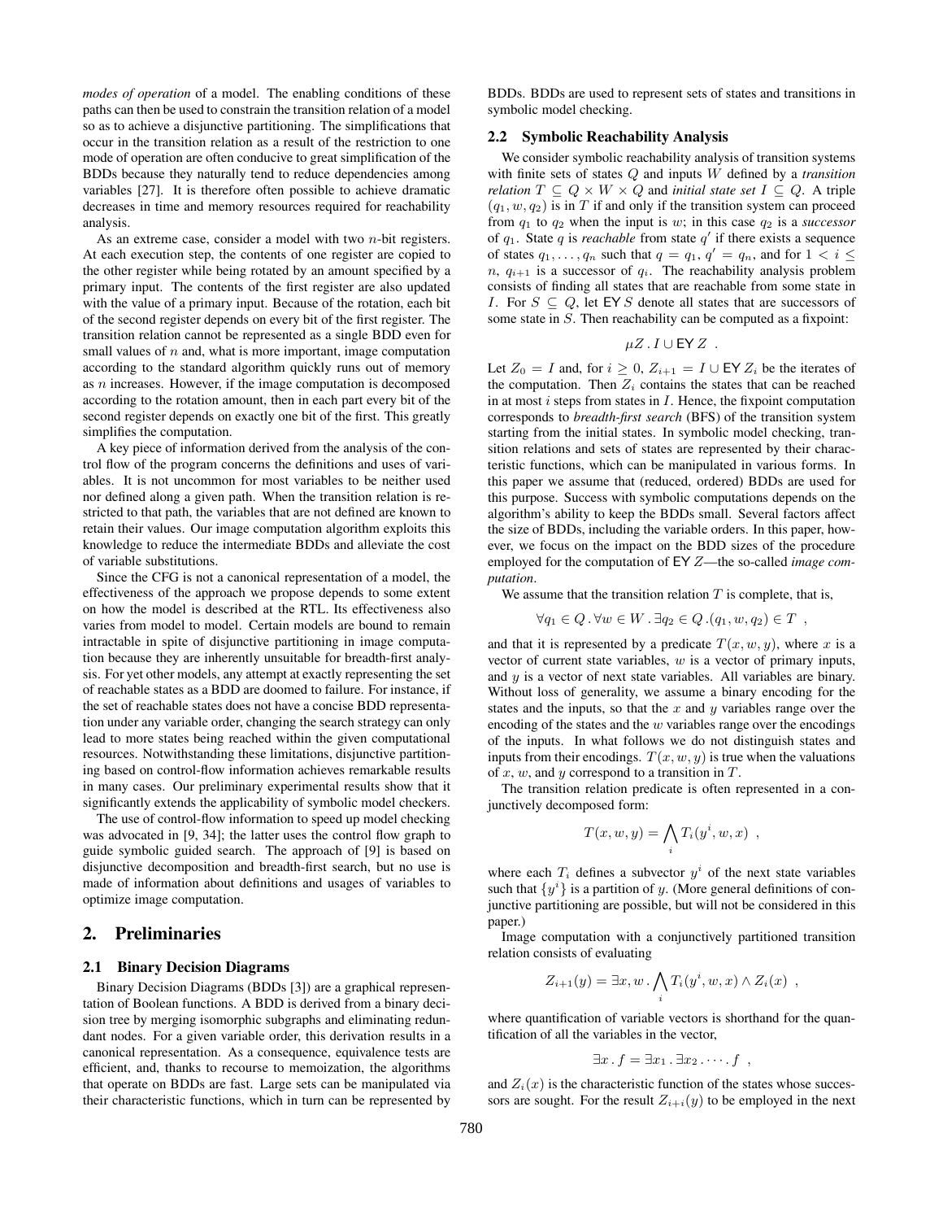*modes of operation* of a model. The enabling conditions of these paths can then be used to constrain the transition relation of a model so as to achieve a disjunctive partitioning. The simplifications that occur in the transition relation as a result of the restriction to one mode of operation are often conducive to great simplification of the BDDs because they naturally tend to reduce dependencies among variables [27]. It is therefore often possible to achieve dramatic decreases in time and memory resources required for reachability analysis.

As an extreme case, consider a model with two $n$-bit registers. At each execution step, the contents of one register are copied to the other register while being rotated by an amount specified by a primary input. The contents of the first register are also updated with the value of a primary input. Because of the rotation, each bit of the second register depends on every bit of the first register. The transition relation cannot be represented as a single BDD even for small values of $n$ and, what is more important, image computation according to the standard algorithm quickly runs out of memory as $n$ increases. However, if the image computation is decomposed according to the rotation amount, then in each part every bit of the second register depends on exactly one bit of the first. This greatly simplifies the computation.

A key piece of information derived from the analysis of the control flow of the program concerns the definitions and uses of variables. It is not uncommon for most variables to be neither used nor defined along a given path. When the transition relation is restricted to that path, the variables that are not defined are known to retain their values. Our image computation algorithm exploits this knowledge to reduce the intermediate BDDs and alleviate the cost of variable substitutions.

Since the CFG is not a canonical representation of a model, the effectiveness of the approach we propose depends to some extent on how the model is described at the RTL. Its effectiveness also varies from model to model. Certain models are bound to remain intractable in spite of disjunctive partitioning in image computation because they are inherently unsuitable for breadth-first analysis. For yet other models, any attempt at exactly representing the set of reachable states as a BDD are doomed to failure. For instance, if the set of reachable states does not have a concise BDD representation under any variable order, changing the search strategy can only lead to more states being reached within the given computational resources. Notwithstanding these limitations, disjunctive partitioning based on control-flow information achieves remarkable results in many cases. Our preliminary experimental results show that it significantly extends the applicability of symbolic model checkers.

The use of control-flow information to speed up model checking was advocated in [9, 34]; the latter uses the control flow graph to guide symbolic guided search. The approach of [9] is based on disjunctive decomposition and breadth-first search, but no use is made of information about definitions and usages of variables to optimize image computation.

## 2. Preliminaries

### 2.1 Binary Decision Diagrams

Binary Decision Diagrams (BDDs [3]) are a graphical representation of Boolean functions. A BDD is derived from a binary decision tree by merging isomorphic subgraphs and eliminating redundant nodes. For a given variable order, this derivation results in a canonical representation. As a consequence, equivalence tests are efficient, and, thanks to recourse to memoization, the algorithms that operate on BDDs are fast. Large sets can be manipulated via their characteristic functions, which in turn can be represented by BDDs. BDDs are used to represent sets of states and transitions in symbolic model checking.

### 2.2 Symbolic Reachability Analysis

We consider symbolic reachability analysis of transition systems with finite sets of states $Q$ and inputs $W$ defined by a *transition relation* $T \subseteq Q \times W \times Q$ and *initial state set* $I \subseteq Q$. A triple $(q_1, w, q_2)$ is in $T$ if and only if the transition system can proceed from $q_1$ to $q_2$ when the input is $w$; in this case $q_2$ is a *successor* of $q_1$. State $q$ is *reachable* from state $q'$ if there exists a sequence of states $q_1, \ldots, q_n$ such that $q = q_1$, $q' = q_n$, and for $1 < i \leq n$, $q_{i+1}$ is a successor of $q_i$. The reachability analysis problem consists of finding all states that are reachable from some state in $I$. For $S \subseteq Q$, let $\mathsf{EY}\, S$ denote all states that are successors of some state in $S$. Then reachability can be computed as a fixpoint:

$$\mu Z \,.\, I \cup \mathsf{EY}\, Z \ .$$

Let $Z_0 = I$ and, for $i \geq 0$, $Z_{i+1} = I \cup \mathsf{EY}\, Z_i$ be the iterates of the computation. Then $Z_i$ contains the states that can be reached in at most $i$ steps from states in $I$. Hence, the fixpoint computation corresponds to *breadth-first search* (BFS) of the transition system starting from the initial states. In symbolic model checking, transition relations and sets of states are represented by their characteristic functions, which can be manipulated in various forms. In this paper we assume that (reduced, ordered) BDDs are used for this purpose. Success with symbolic computations depends on the algorithm's ability to keep the BDDs small. Several factors affect the size of BDDs, including the variable orders. In this paper, however, we focus on the impact on the BDD sizes of the procedure employed for the computation of $\mathsf{EY}\, Z$—the so-called *image computation*.

We assume that the transition relation $T$ is complete, that is,

$$\forall q_1 \in Q \,.\, \forall w \in W \,.\, \exists q_2 \in Q \,.\, (q_1, w, q_2) \in T \ ,$$

and that it is represented by a predicate $T(x, w, y)$, where $x$ is a vector of current state variables, $w$ is a vector of primary inputs, and $y$ is a vector of next state variables. All variables are binary. Without loss of generality, we assume a binary encoding for the states and the inputs, so that the $x$ and $y$ variables range over the encoding of the states and the $w$ variables range over the encodings of the inputs. In what follows we do not distinguish states and inputs from their encodings. $T(x, w, y)$ is true when the valuations of $x$, $w$, and $y$ correspond to a transition in $T$.

The transition relation predicate is often represented in a conjunctively decomposed form:

$$T(x, w, y) = \bigwedge_i T_i(y^i, w, x) \ ,$$

where each $T_i$ defines a subvector $y^i$ of the next state variables such that $\{y^i\}$ is a partition of $y$. (More general definitions of conjunctive partitioning are possible, but will not be considered in this paper.)

Image computation with a conjunctively partitioned transition relation consists of evaluating

$$Z_{i+1}(y) = \exists x, w \,.\, \bigwedge_i T_i(y^i, w, x) \wedge Z_i(x) \ ,$$

where quantification of variable vectors is shorthand for the quantification of all the variables in the vector,

$$\exists x \,.\, f = \exists x_1 \,.\, \exists x_2 \,.\, \cdots \,.\, f \ ,$$

and $Z_i(x)$ is the characteristic function of the states whose successors are sought. For the result $Z_{i+i}(y)$ to be employed in the next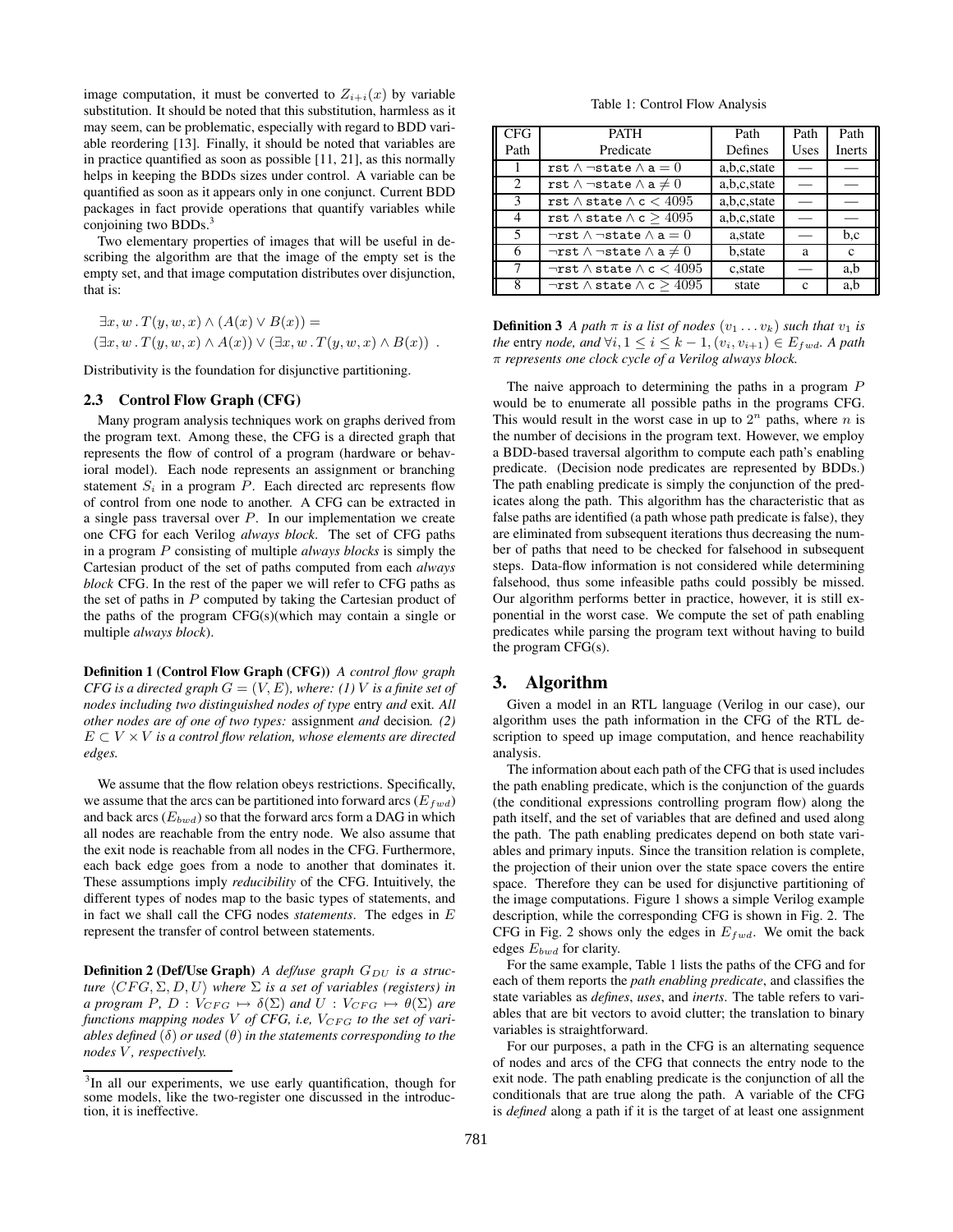image computation, it must be converted to $Z_{i+i}(x)$ by variable substitution. It should be noted that this substitution, harmless as it may seem, can be problematic, especially with regard to BDD variable reordering [13]. Finally, it should be noted that variables are in practice quantified as soon as possible [11, 21], as this normally helps in keeping the BDDs sizes under control. A variable can be quantified as soon as it appears only in one conjunct. Current BDD packages in fact provide operations that quantify variables while conjoining two BDDs.[3]

Two elementary properties of images that will be useful in describing the algorithm are that the image of the empty set is the empty set, and that image computation distributes over disjunction, that is:

$$\exists x, w \,.\, T(y,w,x) \wedge (A(x) \vee B(x)) =$$
$$(\exists x, w \,.\, T(y,w,x) \wedge A(x)) \vee (\exists x, w \,.\, T(y,w,x) \wedge B(x)) \;.$$

Distributivity is the foundation for disjunctive partitioning.

### 2.3 Control Flow Graph (CFG)

Many program analysis techniques work on graphs derived from the program text. Among these, the CFG is a directed graph that represents the flow of control of a program (hardware or behavioral model). Each node represents an assignment or branching statement $S_i$ in a program $P$. Each directed arc represents flow of control from one node to another. A CFG can be extracted in a single pass traversal over $P$. In our implementation we create one CFG for each Verilog *always block*. The set of CFG paths in a program $P$ consisting of multiple *always blocks* is simply the Cartesian product of the set of paths computed from each *always block* CFG. In the rest of the paper we will refer to CFG paths as the set of paths in $P$ computed by taking the Cartesian product of the paths of the program CFG(s)(which may contain a single or multiple *always block*).

**Definition 1 (Control Flow Graph (CFG))** *A control flow graph CFG is a directed graph $G = (V, E)$, where: (1) $V$ is a finite set of nodes including two distinguished nodes of type* entry *and* exit*. All other nodes are of one of two types:* assignment *and* decision*. (2) $E \subset V \times V$ is a control flow relation, whose elements are directed edges.*

We assume that the flow relation obeys restrictions. Specifically, we assume that the arcs can be partitioned into forward arcs ($E_{fwd}$) and back arcs ($E_{bwd}$) so that the forward arcs form a DAG in which all nodes are reachable from the entry node. We also assume that the exit node is reachable from all nodes in the CFG. Furthermore, each back edge goes from a node to another that dominates it. These assumptions imply *reducibility* of the CFG. Intuitively, the different types of nodes map to the basic types of statements, and in fact we shall call the CFG nodes *statements*. The edges in $E$ represent the transfer of control between statements.

**Definition 2 (Def/Use Graph)** *A def/use graph $G_{DU}$ is a structure $\langle CFG, \Sigma, D, U \rangle$ where $\Sigma$ is a set of variables (registers) in a program $P$, $D : V_{CFG} \mapsto \delta(\Sigma)$ and $U : V_{CFG} \mapsto \theta(\Sigma)$ are functions mapping nodes $V$ of CFG, i.e, $V_{CFG}$ to the set of variables defined ($\delta$) or used ($\theta$) in the statements corresponding to the nodes $V$, respectively.*

[3] In all our experiments, we use early quantification, though for some models, like the two-register one discussed in the introduction, it is ineffective.

Table 1: Control Flow Analysis

| CFG Path | PATH Predicate | Path Defines | Path Uses | Path Inerts |
|---|---|---|---|---|
| 1 | $\texttt{rst} \wedge \neg\texttt{state} \wedge \texttt{a} = 0$ | a,b,c,state | — | — |
| 2 | $\texttt{rst} \wedge \neg\texttt{state} \wedge \texttt{a} \neq 0$ | a,b,c,state | — | — |
| 3 | $\texttt{rst} \wedge \texttt{state} \wedge \texttt{c} < 4095$ | a,b,c,state | — | — |
| 4 | $\texttt{rst} \wedge \texttt{state} \wedge \texttt{c} \geq 4095$ | a,b,c,state | — | — |
| 5 | $\neg\texttt{rst} \wedge \neg\texttt{state} \wedge \texttt{a} = 0$ | a,state | — | b,c |
| 6 | $\neg\texttt{rst} \wedge \neg\texttt{state} \wedge \texttt{a} \neq 0$ | b,state | a | c |
| 7 | $\neg\texttt{rst} \wedge \texttt{state} \wedge \texttt{c} < 4095$ | c,state | — | a,b |
| 8 | $\neg\texttt{rst} \wedge \texttt{state} \wedge \texttt{c} \geq 4095$ | state | c | a,b |

**Definition 3** *A path $\pi$ is a list of nodes $(v_1 \ldots v_k)$ such that $v_1$ is the* entry *node, and $\forall i, 1 \leq i \leq k-1, (v_i, v_{i+1}) \in E_{fwd}$. A path $\pi$ represents one clock cycle of a Verilog always block.*

The naive approach to determining the paths in a program $P$ would be to enumerate all possible paths in the programs CFG. This would result in the worst case in up to $2^n$ paths, where $n$ is the number of decisions in the program text. However, we employ a BDD-based traversal algorithm to compute each path's enabling predicate. (Decision node predicates are represented by BDDs.) The path enabling predicate is simply the conjunction of the predicates along the path. This algorithm has the characteristic that as false paths are identified (a path whose path predicate is false), they are eliminated from subsequent iterations thus decreasing the number of paths that need to be checked for falsehood in subsequent steps. Data-flow information is not considered while determining falsehood, thus some infeasible paths could possibly be missed. Our algorithm performs better in practice, however, it is still exponential in the worst case. We compute the set of path enabling predicates while parsing the program text without having to build the program CFG(s).

## 3. Algorithm

Given a model in an RTL language (Verilog in our case), our algorithm uses the path information in the CFG of the RTL description to speed up image computation, and hence reachability analysis.

The information about each path of the CFG that is used includes the path enabling predicate, which is the conjunction of the guards (the conditional expressions controlling program flow) along the path itself, and the set of variables that are defined and used along the path. The path enabling predicates depend on both state variables and primary inputs. Since the transition relation is complete, the projection of their union over the state space covers the entire space. Therefore they can be used for disjunctive partitioning of the image computations. Figure 1 shows a simple Verilog example description, while the corresponding CFG is shown in Fig. 2. The CFG in Fig. 2 shows only the edges in $E_{fwd}$. We omit the back edges $E_{bwd}$ for clarity.

For the same example, Table 1 lists the paths of the CFG and for each of them reports the *path enabling predicate*, and classifies the state variables as *defines*, *uses*, and *inerts*. The table refers to variables that are bit vectors to avoid clutter; the translation to binary variables is straightforward.

For our purposes, a path in the CFG is an alternating sequence of nodes and arcs of the CFG that connects the entry node to the exit node. The path enabling predicate is the conjunction of all the conditionals that are true along the path. A variable of the CFG is *defined* along a path if it is the target of at least one assignment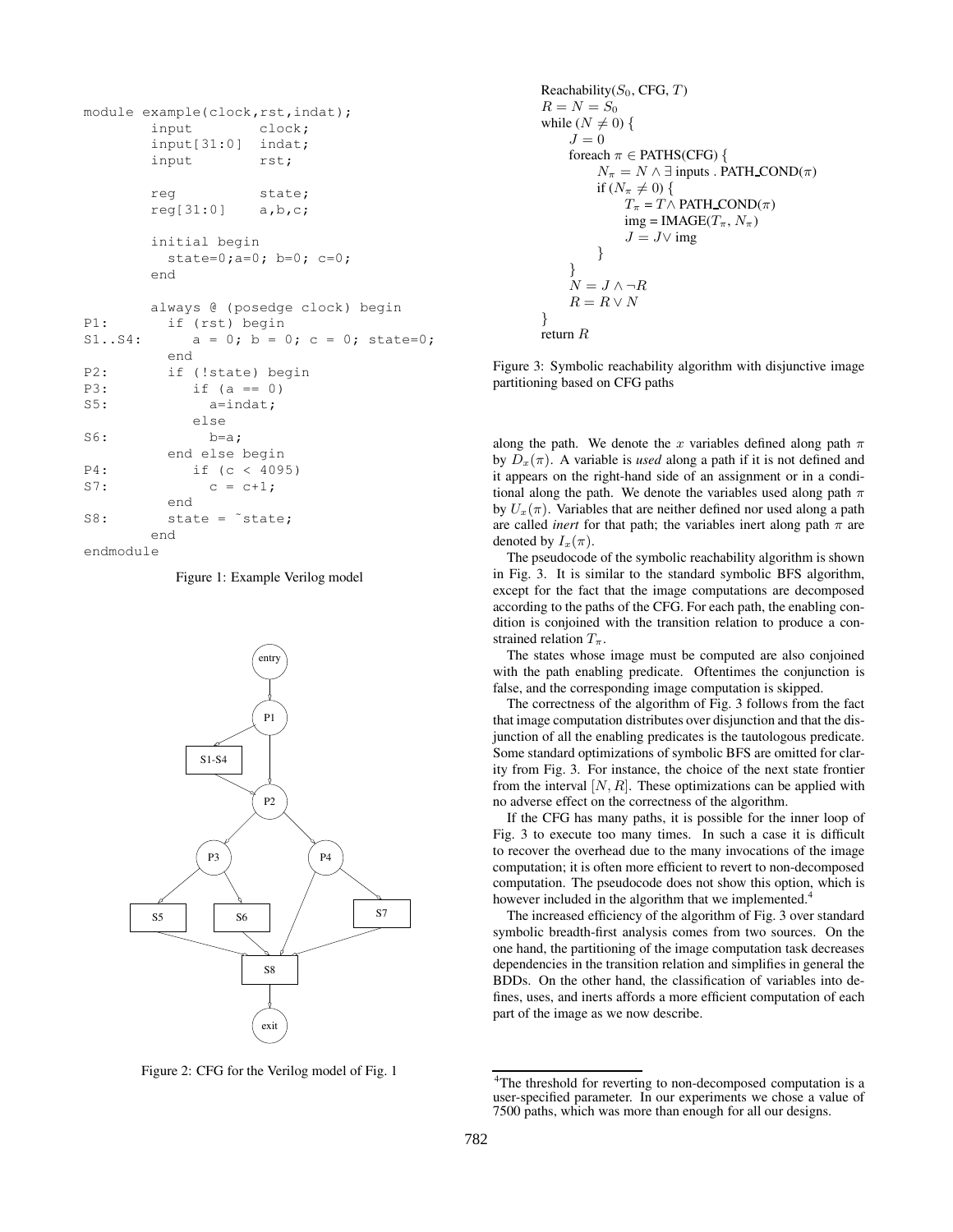```
module example(clock,rst,indat);
        input         clock;
        input[31:0]   indat;
        input         rst;

        reg           state;
        reg[31:0]     a,b,c;

        initial begin
          state=0;a=0; b=0; c=0;
        end

        always @ (posedge clock) begin
P1:       if (rst) begin
S1..S4:      a = 0; b = 0; c = 0; state=0;
          end
P2:       if (!state) begin
P3:          if (a == 0)
S5:            a=indat;
             else
S6:            b=a;
          end else begin
P4:          if (c < 4095)
S7:            c = c+1;
          end
S8:       state = ~state;
        end
endmodule
```

Figure 1: Example Verilog model

Figure 2: CFG for the Verilog model of Fig. 1

```
Reachability(S_0, CFG, T)
R = N = S_0
while (N ≠ 0) {
    J = 0
    foreach π ∈ PATHS(CFG) {
        N_π = N ∧ ∃ inputs . PATH_COND(π)
        if (N_π ≠ 0) {
            T_π = T ∧ PATH_COND(π)
            img = IMAGE(T_π, N_π)
            J = J ∨ img
        }
    }
    N = J ∧ ¬R
    R = R ∨ N
}
return R
```

Figure 3: Symbolic reachability algorithm with disjunctive image partitioning based on CFG paths

along the path. We denote the $x$ variables defined along path $\pi$ by $D_x(\pi)$. A variable is *used* along a path if it is not defined and it appears on the right-hand side of an assignment or in a conditional along the path. We denote the variables used along path $\pi$ by $U_x(\pi)$. Variables that are neither defined nor used along a path are called *inert* for that path; the variables inert along path $\pi$ are denoted by $I_x(\pi)$.

The pseudocode of the symbolic reachability algorithm is shown in Fig. 3. It is similar to the standard symbolic BFS algorithm, except for the fact that the image computations are decomposed according to the paths of the CFG. For each path, the enabling condition is conjoined with the transition relation to produce a constrained relation $T_\pi$.

The states whose image must be computed are also conjoined with the path enabling predicate. Oftentimes the conjunction is false, and the corresponding image computation is skipped.

The correctness of the algorithm of Fig. 3 follows from the fact that image computation distributes over disjunction and that the disjunction of all the enabling predicates is the tautologous predicate. Some standard optimizations of symbolic BFS are omitted for clarity from Fig. 3. For instance, the choice of the next state frontier from the interval $[N, R]$. These optimizations can be applied with no adverse effect on the correctness of the algorithm.

If the CFG has many paths, it is possible for the inner loop of Fig. 3 to execute too many times. In such a case it is difficult to recover the overhead due to the many invocations of the image computation; it is often more efficient to revert to non-decomposed computation. The pseudocode does not show this option, which is however included in the algorithm that we implemented.[4]

The increased efficiency of the algorithm of Fig. 3 over standard symbolic breadth-first analysis comes from two sources. On the one hand, the partitioning of the image computation task decreases dependencies in the transition relation and simplifies in general the BDDs. On the other hand, the classification of variables into defines, uses, and inerts affords a more efficient computation of each part of the image as we now describe.

[4] The threshold for reverting to non-decomposed computation is a user-specified parameter. In our experiments we chose a value of 7500 paths, which was more than enough for all our designs.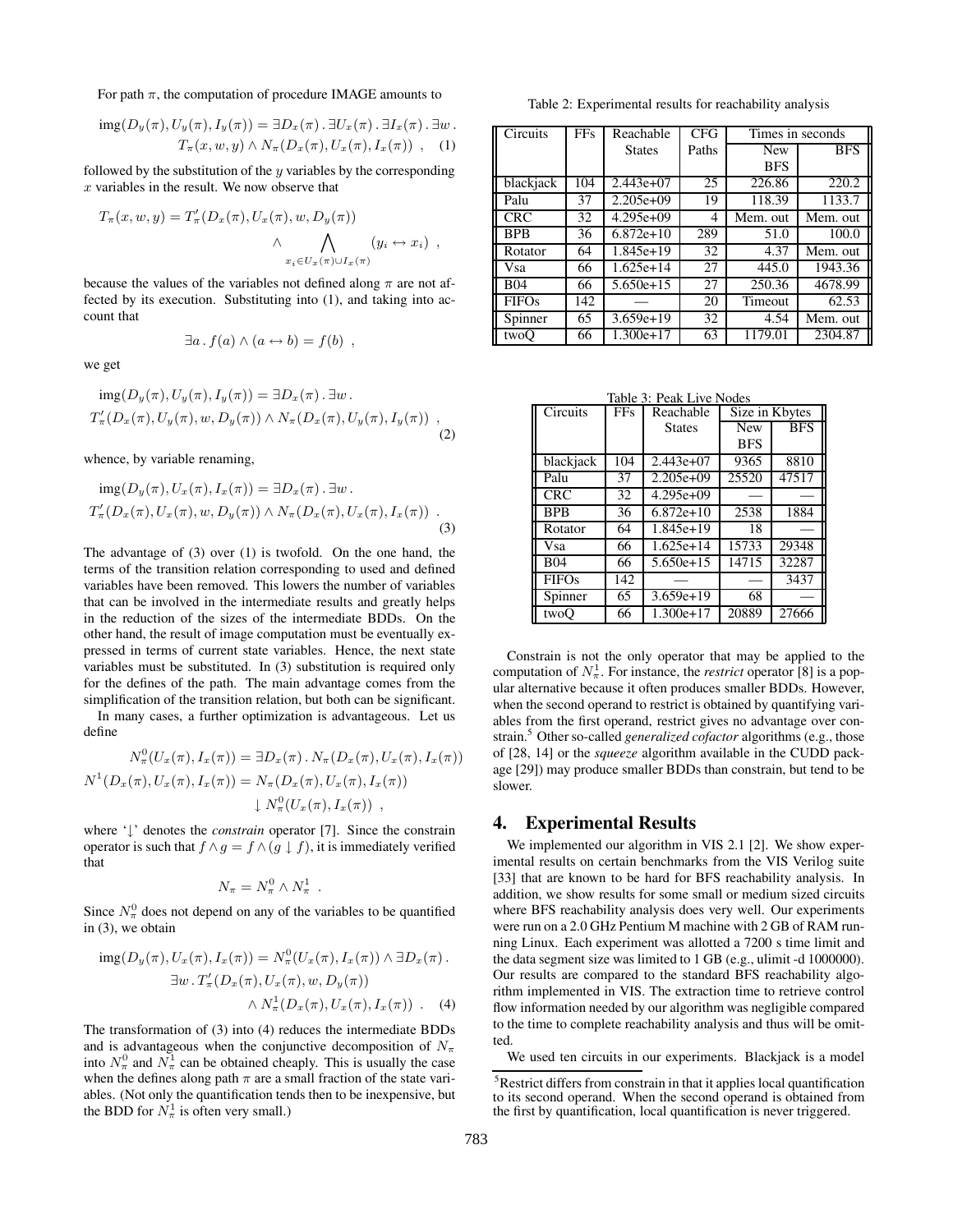For path $\pi$, the computation of procedure IMAGE amounts to

$$\mathrm{img}(D_y(\pi), U_y(\pi), I_y(\pi)) = \exists D_x(\pi) \, . \, \exists U_x(\pi) \, . \, \exists I_x(\pi) \, . \, \exists w \, . \\ T_\pi(x, w, y) \wedge N_\pi(D_x(\pi), U_x(\pi), I_x(\pi)) \ , \quad (1)$$

followed by the substitution of the $y$ variables by the corresponding $x$ variables in the result. We now observe that

$$T_\pi(x, w, y) = T'_\pi(D_x(\pi), U_x(\pi), w, D_y(\pi)) \\ \wedge \bigwedge_{x_i \in U_x(\pi) \cup I_x(\pi)} (y_i \leftrightarrow x_i) \ ,$$

because the values of the variables not defined along $\pi$ are not affected by its execution. Substituting into (1), and taking into account that

$$\exists a \, . \, f(a) \wedge (a \leftrightarrow b) = f(b) \ ,$$

we get

$$\mathrm{img}(D_y(\pi), U_y(\pi), I_y(\pi)) = \exists D_x(\pi) \, . \, \exists w \, . \\ T'_\pi(D_x(\pi), U_y(\pi), w, D_y(\pi)) \wedge N_\pi(D_x(\pi), U_y(\pi), I_y(\pi)) \ , \quad (2)$$

whence, by variable renaming,

$$\mathrm{img}(D_y(\pi), U_x(\pi), I_x(\pi)) = \exists D_x(\pi) \, . \, \exists w \, . \\ T'_\pi(D_x(\pi), U_x(\pi), w, D_y(\pi)) \wedge N_\pi(D_x(\pi), U_x(\pi), I_x(\pi)) \ . \quad (3)$$

The advantage of (3) over (1) is twofold. On the one hand, the terms of the transition relation corresponding to used and defined variables have been removed. This lowers the number of variables that can be involved in the intermediate results and greatly helps in the reduction of the sizes of the intermediate BDDs. On the other hand, the result of image computation must be eventually expressed in terms of current state variables. Hence, the next state variables must be substituted. In (3) substitution is required only for the defines of the path. The main advantage comes from the simplification of the transition relation, but both can be significant.

In many cases, a further optimization is advantageous. Let us define

$$N^0_\pi(U_x(\pi), I_x(\pi)) = \exists D_x(\pi) \, . \, N_\pi(D_x(\pi), U_x(\pi), I_x(\pi))$$
$$N^1(D_x(\pi), U_x(\pi), I_x(\pi)) = N_\pi(D_x(\pi), U_x(\pi), I_x(\pi)) \\ \downarrow N^0_\pi(U_x(\pi), I_x(\pi)) \ ,$$

where '$\downarrow$' denotes the *constrain* operator [7]. Since the constrain operator is such that $f \wedge g = f \wedge (g \downarrow f)$, it is immediately verified that

$$N_\pi = N^0_\pi \wedge N^1_\pi \ .$$

Since $N^0_\pi$ does not depend on any of the variables to be quantified in (3), we obtain

$$\mathrm{img}(D_y(\pi), U_x(\pi), I_x(\pi)) = N^0_\pi(U_x(\pi), I_x(\pi)) \wedge \exists D_x(\pi) \, . \\ \exists w \, . \, T'_\pi(D_x(\pi), U_x(\pi), w, D_y(\pi)) \\ \wedge N^1_\pi(D_x(\pi), U_x(\pi), I_x(\pi)) \ . \quad (4)$$

The transformation of (3) into (4) reduces the intermediate BDDs and is advantageous when the conjunctive decomposition of $N_\pi$ into $N^0_\pi$ and $N^1_\pi$ can be obtained cheaply. This is usually the case when the defines along path $\pi$ are a small fraction of the state variables. (Not only the quantification tends then to be inexpensive, but the BDD for $N^1_\pi$ is often very small.)

Table 2: Experimental results for reachability analysis

| Circuits | FFs | Reachable States | CFG Paths | Times in seconds | |
|---|---|---|---|---|---|
| | | | | New BFS | BFS |
| blackjack | 104 | 2.443e+07 | 25 | 226.86 | 220.2 |
| Palu | 37 | 2.205e+09 | 19 | 118.39 | 1133.7 |
| CRC | 32 | 4.295e+09 | 4 | Mem. out | Mem. out |
| BPB | 36 | 6.872e+10 | 289 | 51.0 | 100.0 |
| Rotator | 64 | 1.845e+19 | 32 | 4.37 | Mem. out |
| Vsa | 66 | 1.625e+14 | 27 | 445.0 | 1943.36 |
| B04 | 66 | 5.650e+15 | 27 | 250.36 | 4678.99 |
| FIFOs | 142 | — | 20 | Timeout | 62.53 |
| Spinner | 65 | 3.659e+19 | 32 | 4.54 | Mem. out |
| twoQ | 66 | 1.300e+17 | 63 | 1179.01 | 2304.87 |

Table 3: Peak Live Nodes

| Circuits | FFs | Reachable States | Size in Kbytes | |
|---|---|---|---|---|
| | | | New BFS | BFS |
| blackjack | 104 | 2.443e+07 | 9365 | 8810 |
| Palu | 37 | 2.205e+09 | 25520 | 47517 |
| CRC | 32 | 4.295e+09 | — | — |
| BPB | 36 | 6.872e+10 | 2538 | 1884 |
| Rotator | 64 | 1.845e+19 | 18 | — |
| Vsa | 66 | 1.625e+14 | 15733 | 29348 |
| B04 | 66 | 5.650e+15 | 14715 | 32287 |
| FIFOs | 142 | — | — | 3437 |
| Spinner | 65 | 3.659e+19 | 68 | — |
| twoQ | 66 | 1.300e+17 | 20889 | 27666 |

Constrain is not the only operator that may be applied to the computation of $N^1_\pi$. For instance, the *restrict* operator [8] is a popular alternative because it often produces smaller BDDs. However, when the second operand to restrict is obtained by quantifying variables from the first operand, restrict gives no advantage over constrain.[5] Other so-called *generalized cofactor* algorithms (e.g., those of [28, 14] or the *squeeze* algorithm available in the CUDD package [29]) may produce smaller BDDs than constrain, but tend to be slower.

## 4. Experimental Results

We implemented our algorithm in VIS 2.1 [2]. We show experimental results on certain benchmarks from the VIS Verilog suite [33] that are known to be hard for BFS reachability analysis. In addition, we show results for some small or medium sized circuits where BFS reachability analysis does very well. Our experiments were run on a 2.0 GHz Pentium M machine with 2 GB of RAM running Linux. Each experiment was allotted a 7200 s time limit and the data segment size was limited to 1 GB (e.g., ulimit -d 1000000). Our results are compared to the standard BFS reachability algorithm implemented in VIS. The extraction time to retrieve control flow information needed by our algorithm was negligible compared to the time to complete reachability analysis and thus will be omitted.

We used ten circuits in our experiments. Blackjack is a model

[5] Restrict differs from constrain in that it applies local quantification to its second operand. When the second operand is obtained from the first by quantification, local quantification is never triggered.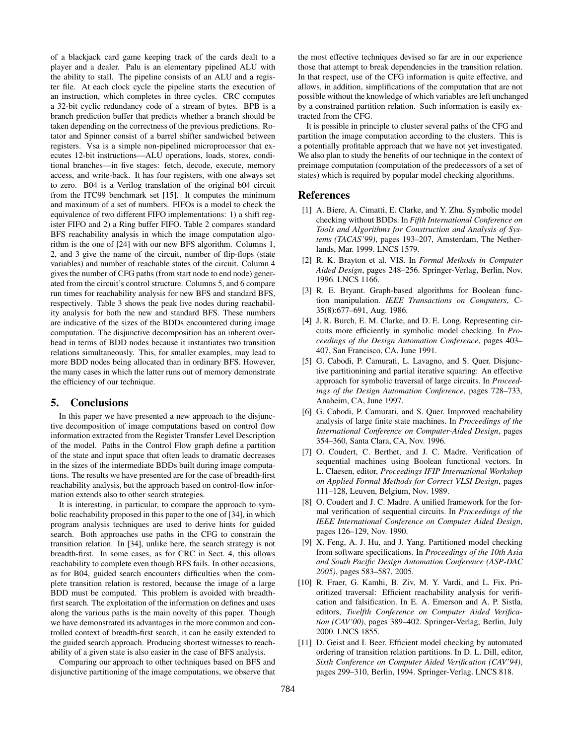of a blackjack card game keeping track of the cards dealt to a player and a dealer. Palu is an elementary pipelined ALU with the ability to stall. The pipeline consists of an ALU and a register file. At each clock cycle the pipeline starts the execution of an instruction, which completes in three cycles. CRC computes a 32-bit cyclic redundancy code of a stream of bytes. BPB is a branch prediction buffer that predicts whether a branch should be taken depending on the correctness of the previous predictions. Rotator and Spinner consist of a barrel shifter sandwiched between registers. Vsa is a simple non-pipelined microprocessor that executes 12-bit instructions—ALU operations, loads, stores, conditional branches—in five stages: fetch, decode, execute, memory access, and write-back. It has four registers, with one always set to zero. B04 is a Verilog translation of the original b04 circuit from the ITC99 benchmark set [15]. It computes the minimum and maximum of a set of numbers. FIFOs is a model to check the equivalence of two different FIFO implementations: 1) a shift register FIFO and 2) a Ring buffer FIFO. Table 2 compares standard BFS reachability analysis in which the image computation algorithm is the one of [24] with our new BFS algorithm. Columns 1, 2, and 3 give the name of the circuit, number of flip-flops (state variables) and number of reachable states of the circuit. Column 4 gives the number of CFG paths (from start node to end node) generated from the circuit's control structure. Columns 5, and 6 compare run times for reachability analysis for new BFS and standard BFS, respectively. Table 3 shows the peak live nodes during reachability analysis for both the new and standard BFS. These numbers are indicative of the sizes of the BDDs encountered during image computation. The disjunctive decomposition has an inherent overhead in terms of BDD nodes because it instantiates two transition relations simultaneously. This, for smaller examples, may lead to more BDD nodes being allocated than in ordinary BFS. However, the many cases in which the latter runs out of memory demonstrate the efficiency of our technique.

## 5. Conclusions

In this paper we have presented a new approach to the disjunctive decomposition of image computations based on control flow information extracted from the Register Transfer Level Description of the model. Paths in the Control Flow graph define a partition of the state and input space that often leads to dramatic decreases in the sizes of the intermediate BDDs built during image computations. The results we have presented are for the case of breadth-first reachability analysis, but the approach based on control-flow information extends also to other search strategies.

It is interesting, in particular, to compare the approach to symbolic reachability proposed in this paper to the one of [34], in which program analysis techniques are used to derive hints for guided search. Both approaches use paths in the CFG to constrain the transition relation. In [34], unlike here, the search strategy is not breadth-first. In some cases, as for CRC in Sect. 4, this allows reachability to complete even though BFS fails. In other occasions, as for B04, guided search encounters difficulties when the complete transition relation is restored, because the image of a large BDD must be computed. This problem is avoided with breadth-first search. The exploitation of the information on defines and uses along the various paths is the main novelty of this paper. Though we have demonstrated its advantages in the more common and controlled context of breadth-first search, it can be easily extended to the guided search approach. Producing shortest witnesses to reachability of a given state is also easier in the case of BFS analysis.

Comparing our approach to other techniques based on BFS and disjunctive partitioning of the image computations, we observe that the most effective techniques devised so far are in our experience those that attempt to break dependencies in the transition relation. In that respect, use of the CFG information is quite effective, and allows, in addition, simplifications of the computation that are not possible without the knowledge of which variables are left unchanged by a constrained partition relation. Such information is easily extracted from the CFG.

It is possible in principle to cluster several paths of the CFG and partition the image computation according to the clusters. This is a potentially profitable approach that we have not yet investigated. We also plan to study the benefits of our technique in the context of preimage computation (computation of the predecessors of a set of states) which is required by popular model checking algorithms.

## References

[1] A. Biere, A. Cimatti, E. Clarke, and Y. Zhu. Symbolic model checking without BDDs. In *Fifth International Conference on Tools and Algorithms for Construction and Analysis of Systems (TACAS'99)*, pages 193–207, Amsterdam, The Netherlands, Mar. 1999. LNCS 1579.

[2] R. K. Brayton et al. VIS. In *Formal Methods in Computer Aided Design*, pages 248–256. Springer-Verlag, Berlin, Nov. 1996. LNCS 1166.

[3] R. E. Bryant. Graph-based algorithms for Boolean function manipulation. *IEEE Transactions on Computers*, C-35(8):677–691, Aug. 1986.

[4] J. R. Burch, E. M. Clarke, and D. E. Long. Representing circuits more efficiently in symbolic model checking. In *Proceedings of the Design Automation Conference*, pages 403–407, San Francisco, CA, June 1991.

[5] G. Cabodi, P. Camurati, L. Lavagno, and S. Quer. Disjunctive partitionining and partial iterative squaring: An effective approach for symbolic traversal of large circuits. In *Proceedings of the Design Automation Conference*, pages 728–733, Anaheim, CA, June 1997.

[6] G. Cabodi, P. Camurati, and S. Quer. Improved reachability analysis of large finite state machines. In *Proceedings of the International Conference on Computer-Aided Design*, pages 354–360, Santa Clara, CA, Nov. 1996.

[7] O. Coudert, C. Berthet, and J. C. Madre. Verification of sequential machines using Boolean functional vectors. In L. Claesen, editor, *Proceedings IFIP International Workshop on Applied Formal Methods for Correct VLSI Design*, pages 111–128, Leuven, Belgium, Nov. 1989.

[8] O. Coudert and J. C. Madre. A unified framework for the formal verification of sequential circuits. In *Proceedings of the IEEE International Conference on Computer Aided Design*, pages 126–129, Nov. 1990.

[9] X. Feng, A. J. Hu, and J. Yang. Partitioned model checking from software specifications. In *Proceedings of the 10th Asia and South Pacific Design Automation Conference (ASP-DAC 2005)*, pages 583–587, 2005.

[10] R. Fraer, G. Kamhi, B. Ziv, M. Y. Vardi, and L. Fix. Prioritized traversal: Efficient reachability analysis for verification and falsification. In E. A. Emerson and A. P. Sistla, editors, *Twelfth Conference on Computer Aided Verification (CAV'00)*, pages 389–402. Springer-Verlag, Berlin, July 2000. LNCS 1855.

[11] D. Geist and I. Beer. Efficient model checking by automated ordering of transition relation partitions. In D. L. Dill, editor, *Sixth Conference on Computer Aided Verification (CAV'94)*, pages 299–310, Berlin, 1994. Springer-Verlag. LNCS 818.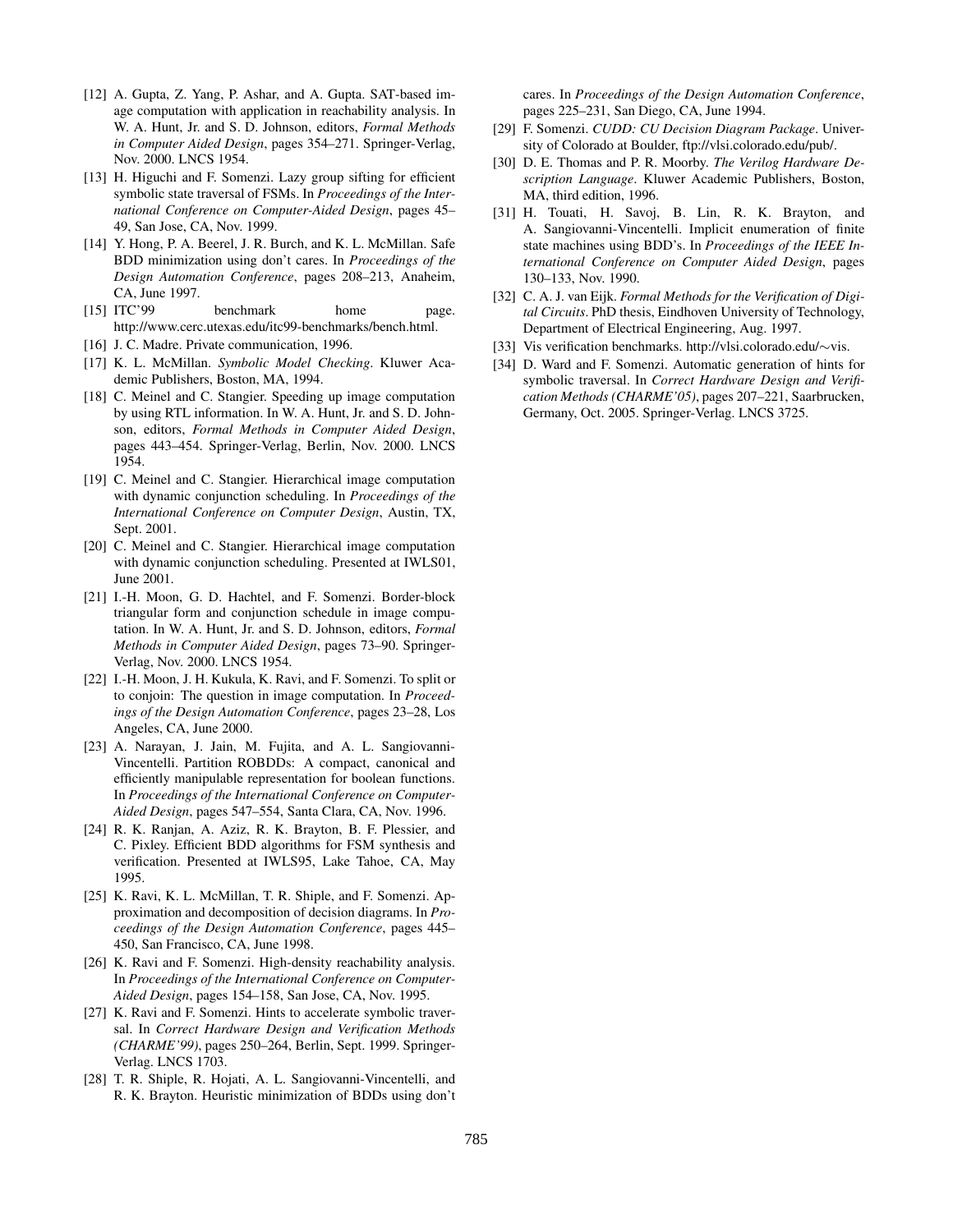[12] A. Gupta, Z. Yang, P. Ashar, and A. Gupta. SAT-based image computation with application in reachability analysis. In W. A. Hunt, Jr. and S. D. Johnson, editors, *Formal Methods in Computer Aided Design*, pages 354–271. Springer-Verlag, Nov. 2000. LNCS 1954.

[13] H. Higuchi and F. Somenzi. Lazy group sifting for efficient symbolic state traversal of FSMs. In *Proceedings of the International Conference on Computer-Aided Design*, pages 45–49, San Jose, CA, Nov. 1999.

[14] Y. Hong, P. A. Beerel, J. R. Burch, and K. L. McMillan. Safe BDD minimization using don't cares. In *Proceedings of the Design Automation Conference*, pages 208–213, Anaheim, CA, June 1997.

[15] ITC'99 benchmark home page. http://www.cerc.utexas.edu/itc99-benchmarks/bench.html.

[16] J. C. Madre. Private communication, 1996.

[17] K. L. McMillan. *Symbolic Model Checking*. Kluwer Academic Publishers, Boston, MA, 1994.

[18] C. Meinel and C. Stangier. Speeding up image computation by using RTL information. In W. A. Hunt, Jr. and S. D. Johnson, editors, *Formal Methods in Computer Aided Design*, pages 443–454. Springer-Verlag, Berlin, Nov. 2000. LNCS 1954.

[19] C. Meinel and C. Stangier. Hierarchical image computation with dynamic conjunction scheduling. In *Proceedings of the International Conference on Computer Design*, Austin, TX, Sept. 2001.

[20] C. Meinel and C. Stangier. Hierarchical image computation with dynamic conjunction scheduling. Presented at IWLS01, June 2001.

[21] I.-H. Moon, G. D. Hachtel, and F. Somenzi. Border-block triangular form and conjunction schedule in image computation. In W. A. Hunt, Jr. and S. D. Johnson, editors, *Formal Methods in Computer Aided Design*, pages 73–90. Springer-Verlag, Nov. 2000. LNCS 1954.

[22] I.-H. Moon, J. H. Kukula, K. Ravi, and F. Somenzi. To split or to conjoin: The question in image computation. In *Proceedings of the Design Automation Conference*, pages 23–28, Los Angeles, CA, June 2000.

[23] A. Narayan, J. Jain, M. Fujita, and A. L. Sangiovanni-Vincentelli. Partition ROBDDs: A compact, canonical and efficiently manipulable representation for boolean functions. In *Proceedings of the International Conference on Computer-Aided Design*, pages 547–554, Santa Clara, CA, Nov. 1996.

[24] R. K. Ranjan, A. Aziz, R. K. Brayton, B. F. Plessier, and C. Pixley. Efficient BDD algorithms for FSM synthesis and verification. Presented at IWLS95, Lake Tahoe, CA, May 1995.

[25] K. Ravi, K. L. McMillan, T. R. Shiple, and F. Somenzi. Approximation and decomposition of decision diagrams. In *Proceedings of the Design Automation Conference*, pages 445–450, San Francisco, CA, June 1998.

[26] K. Ravi and F. Somenzi. High-density reachability analysis. In *Proceedings of the International Conference on Computer-Aided Design*, pages 154–158, San Jose, CA, Nov. 1995.

[27] K. Ravi and F. Somenzi. Hints to accelerate symbolic traversal. In *Correct Hardware Design and Verification Methods (CHARME'99)*, pages 250–264, Berlin, Sept. 1999. Springer-Verlag. LNCS 1703.

[28] T. R. Shiple, R. Hojati, A. L. Sangiovanni-Vincentelli, and R. K. Brayton. Heuristic minimization of BDDs using don't cares. In *Proceedings of the Design Automation Conference*, pages 225–231, San Diego, CA, June 1994.

[29] F. Somenzi. *CUDD: CU Decision Diagram Package*. University of Colorado at Boulder, ftp://vlsi.colorado.edu/pub/.

[30] D. E. Thomas and P. R. Moorby. *The Verilog Hardware Description Language*. Kluwer Academic Publishers, Boston, MA, third edition, 1996.

[31] H. Touati, H. Savoj, B. Lin, R. K. Brayton, and A. Sangiovanni-Vincentelli. Implicit enumeration of finite state machines using BDD's. In *Proceedings of the IEEE International Conference on Computer Aided Design*, pages 130–133, Nov. 1990.

[32] C. A. J. van Eijk. *Formal Methods for the Verification of Digital Circuits*. PhD thesis, Eindhoven University of Technology, Department of Electrical Engineering, Aug. 1997.

[33] Vis verification benchmarks. http://vlsi.colorado.edu/∼vis.

[34] D. Ward and F. Somenzi. Automatic generation of hints for symbolic traversal. In *Correct Hardware Design and Verification Methods (CHARME'05)*, pages 207–221, Saarbrucken, Germany, Oct. 2005. Springer-Verlag. LNCS 3725.